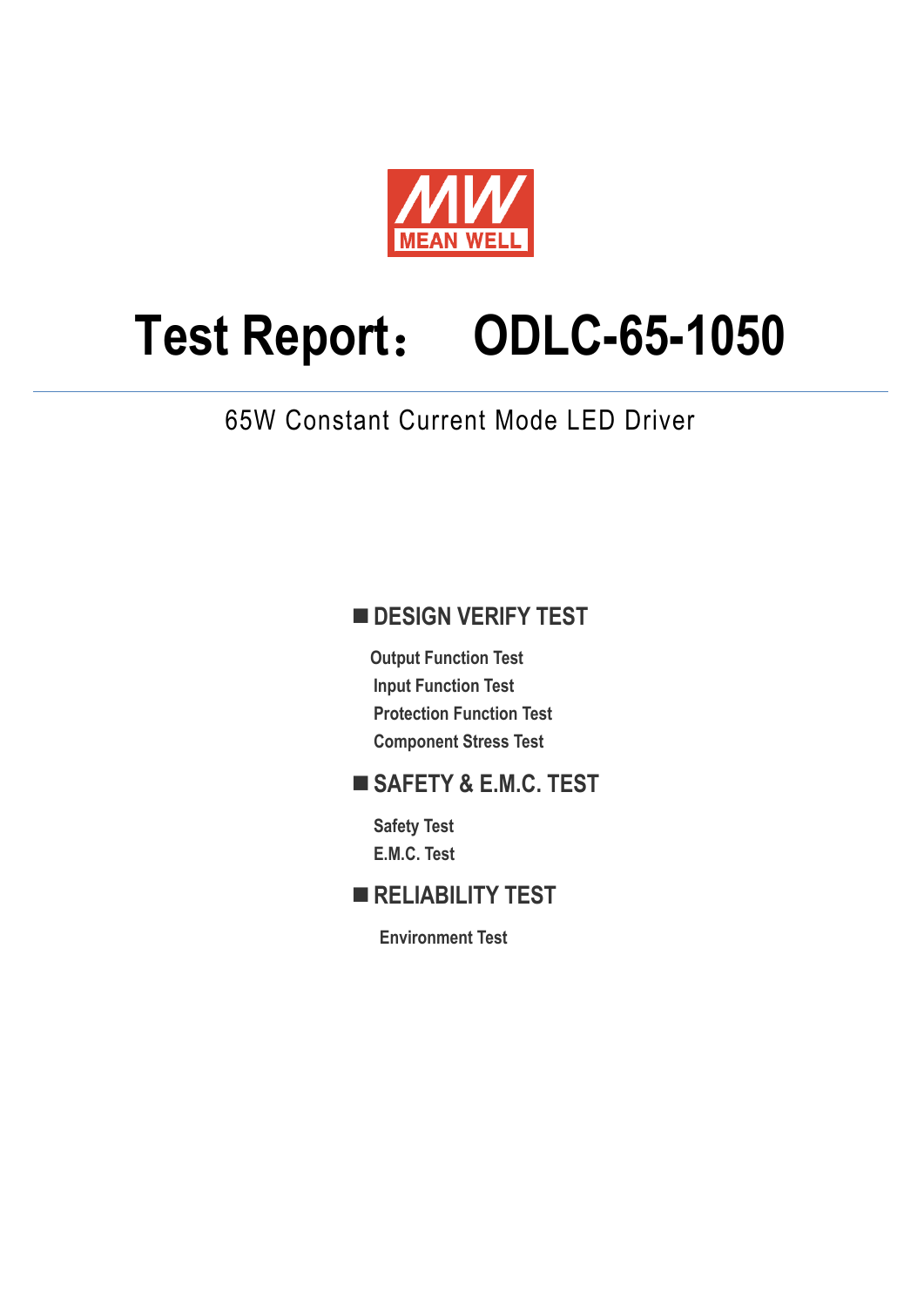MEAN WELL

# Test Report： ODLC-65-1050

65W Constant Current Mode LED Driver

## ■ DESIGN VERIFY TEST

- Output Function Test
- Input Function Test
- Protection Function Test
- Component Stress Test

## ■ SAFETY & E.M.C. TEST

- Safety Test
- E.M.C. Test

## ■ RELIABILITY TEST

- Environment Test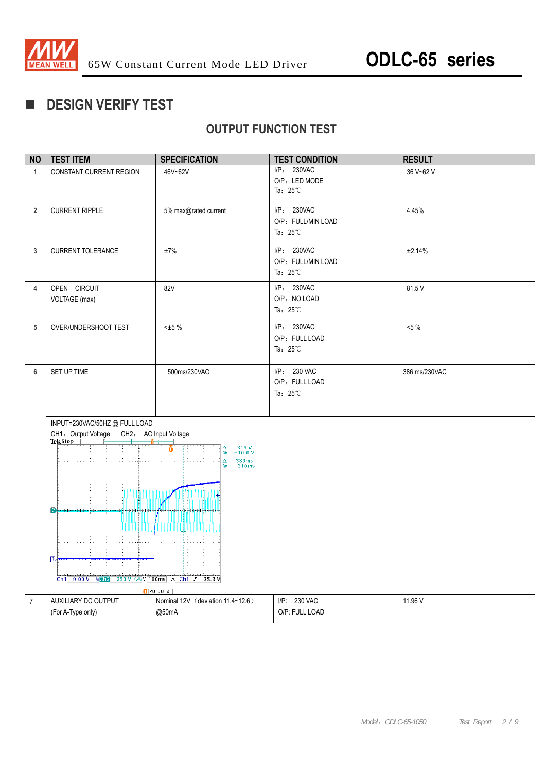## ■ DESIGN VERIFY TEST

### OUTPUT FUNCTION TEST

| NO | TEST ITEM | SPECIFICATION | TEST CONDITION | RESULT |
|---|---|---|---|---|
| 1 | CONSTANT CURRENT REGION | 46V~62V | I/P: 230VAC<br>O/P: LED MODE<br>Ta: 25℃ | 36 V~62 V |
| 2 | CURRENT RIPPLE | 5% max@rated current | I/P: 230VAC<br>O/P: FULL/MIN LOAD<br>Ta: 25℃ | 4.45% |
| 3 | CURRENT TOLERANCE | ±7% | I/P: 230VAC<br>O/P: FULL/MIN LOAD<br>Ta: 25℃ | ±2.14% |
| 4 | OPEN CIRCUIT VOLTAGE (max) | 82V | I/P: 230VAC<br>O/P: NO LOAD<br>Ta: 25℃ | 81.5 V |
| 5 | OVER/UNDERSHOOT TEST | <±5 % | I/P: 230VAC<br>O/P: FULL LOAD<br>Ta: 25℃ | <5 % |
| 6 | SET UP TIME | 500ms/230VAC | I/P: 230 VAC<br>O/P: FULL LOAD<br>Ta: 25℃ | 386 ms/230VAC |
| | INPUT=230VAC/50HZ @ FULL LOAD<br>CH1: Output Voltage CH2: AC Input Voltage | | | |
| 7 | AUXILIARY DC OUTPUT<br>(For A-Type only) | Nominal 12V (deviation 11.4~12.6)<br>@50mA | I/P: 230 VAC<br>O/P: FULL LOAD | 11.96 V |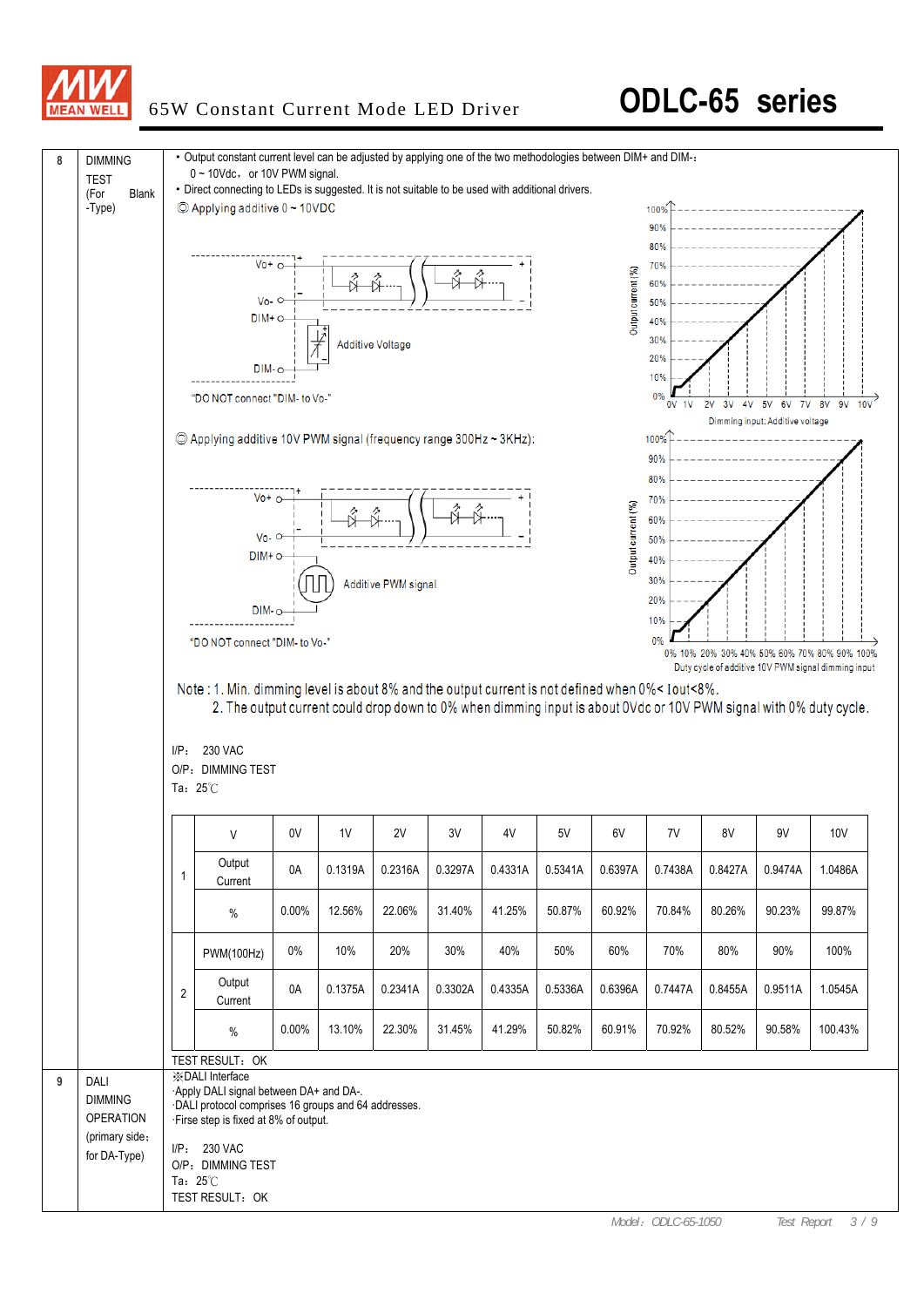| | | |
|---|---|---|
| 8 | DIMMING TEST (For Blank -Type) | • Output constant current level can be adjusted by applying one of the two methodologies between DIM+ and DIM-: 0 ~ 10Vdc, or 10V PWM signal.<br>• Direct connecting to LEDs is suggested. It is not suitable to be used with additional drivers.<br>◎ Applying additive 0 ~ 10VDC<br>"DO NOT connect "DIM- to Vo-"<br>◎ Applying additive 10V PWM signal (frequency range 300Hz ~ 3KHz):<br>"DO NOT connect "DIM- to Vo-"<br>Note : 1. Min. dimming level is about 8% and the output current is not defined when 0%< Iout<8%.<br>2. The output current could drop down to 0% when dimming input is about 0Vdc or 10V PWM signal with 0% duty cycle.<br>I/P: 230 VAC<br>O/P: DIMMING TEST<br>Ta: 25℃ |

| | V | 0V | 1V | 2V | 3V | 4V | 5V | 6V | 7V | 8V | 9V | 10V |
|---|---|---|---|---|---|---|---|---|---|---|---|---|
| 1 | Output Current | 0A | 0.1319A | 0.2316A | 0.3297A | 0.4331A | 0.5341A | 0.6397A | 0.7438A | 0.8427A | 0.9474A | 1.0486A |
| | % | 0.00% | 12.56% | 22.06% | 31.40% | 41.25% | 50.87% | 60.92% | 70.84% | 80.26% | 90.23% | 99.87% |
| 2 | PWM(100Hz) | 0% | 10% | 20% | 30% | 40% | 50% | 60% | 70% | 80% | 90% | 100% |
| | Output Current | 0A | 0.1375A | 0.2341A | 0.3302A | 0.4335A | 0.5336A | 0.6396A | 0.7447A | 0.8455A | 0.9511A | 1.0545A |
| | % | 0.00% | 13.10% | 22.30% | 31.45% | 41.29% | 50.82% | 60.91% | 70.92% | 80.52% | 90.58% | 100.43% |

TEST RESULT: OK

| | | |
|---|---|---|
| 9 | DALI DIMMING OPERATION (primary side; for DA-Type) | ※DALI Interface<br>·Apply DALI signal between DA+ and DA-.<br>·DALI protocol comprises 16 groups and 64 addresses.<br>·Firse step is fixed at 8% of output.<br>I/P: 230 VAC<br>O/P: DIMMING TEST<br>Ta: 25℃<br>TEST RESULT: OK |

Model: ODLC-65-1050 Test Report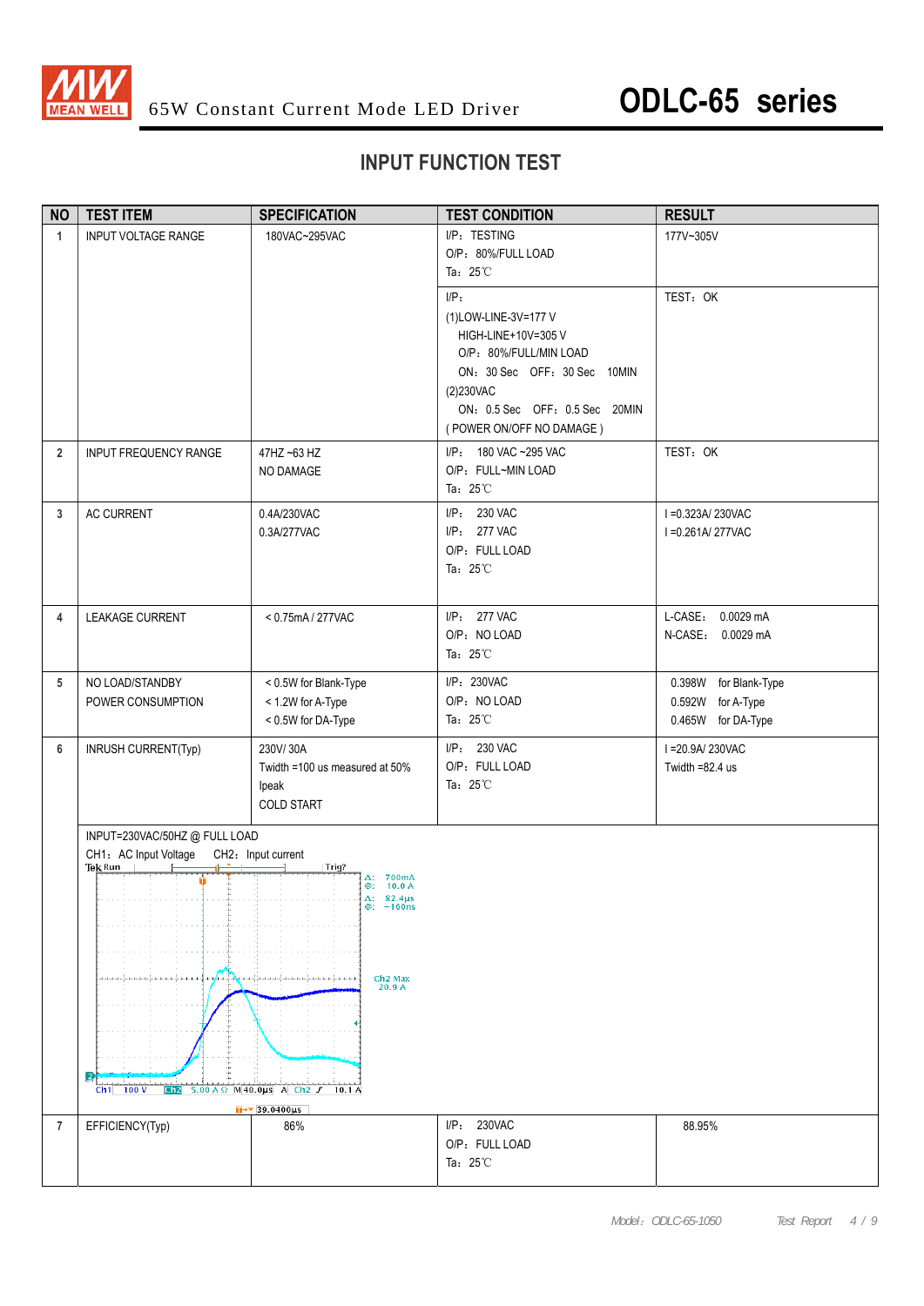# INPUT FUNCTION TEST

| NO | TEST ITEM | SPECIFICATION | TEST CONDITION | RESULT |
|---|---|---|---|---|
| 1 | INPUT VOLTAGE RANGE | 180VAC~295VAC | I/P：TESTING<br>O/P：80%/FULL LOAD<br>Ta：25℃ | 177V~305V |
| | | | I/P：<br>(1)LOW-LINE-3V=177 V<br>HIGH-LINE+10V=305 V<br>O/P：80%/FULL/MIN LOAD<br>ON：30 Sec OFF：30 Sec 10MIN<br>(2)230VAC<br>ON：0.5 Sec OFF：0.5 Sec 20MIN<br>( POWER ON/OFF NO DAMAGE ) | TEST：OK |
| 2 | INPUT FREQUENCY RANGE | 47HZ ~63 HZ<br>NO DAMAGE | I/P：180 VAC ~295 VAC<br>O/P：FULL~MIN LOAD<br>Ta：25℃ | TEST：OK |
| 3 | AC CURRENT | 0.4A/230VAC<br>0.3A/277VAC | I/P：230 VAC<br>I/P：277 VAC<br>O/P：FULL LOAD<br>Ta：25℃ | I =0.323A/ 230VAC<br>I =0.261A/ 277VAC |
| 4 | LEAKAGE CURRENT | < 0.75mA / 277VAC | I/P：277 VAC<br>O/P：NO LOAD<br>Ta：25℃ | L-CASE：0.0029 mA<br>N-CASE：0.0029 mA |
| 5 | NO LOAD/STANDBY POWER CONSUMPTION | < 0.5W for Blank-Type<br>< 1.2W for A-Type<br>< 0.5W for DA-Type | I/P：230VAC<br>O/P：NO LOAD<br>Ta：25℃ | 0.398W for Blank-Type<br>0.592W for A-Type<br>0.465W for DA-Type |
| 6 | INRUSH CURRENT(Typ) | 230V/ 30A<br>Twidth =100 us measured at 50% Ipeak<br>COLD START | I/P：230 VAC<br>O/P：FULL LOAD<br>Ta：25℃ | I =20.9A/ 230VAC<br>Twidth =82.4 us |
| | INPUT=230VAC/50HZ @ FULL LOAD<br>CH1：AC Input Voltage CH2：Input current | | | |
| 7 | EFFICIENCY(Typ) | 86% | I/P：230VAC<br>O/P：FULL LOAD<br>Ta：25℃ | 88.95% |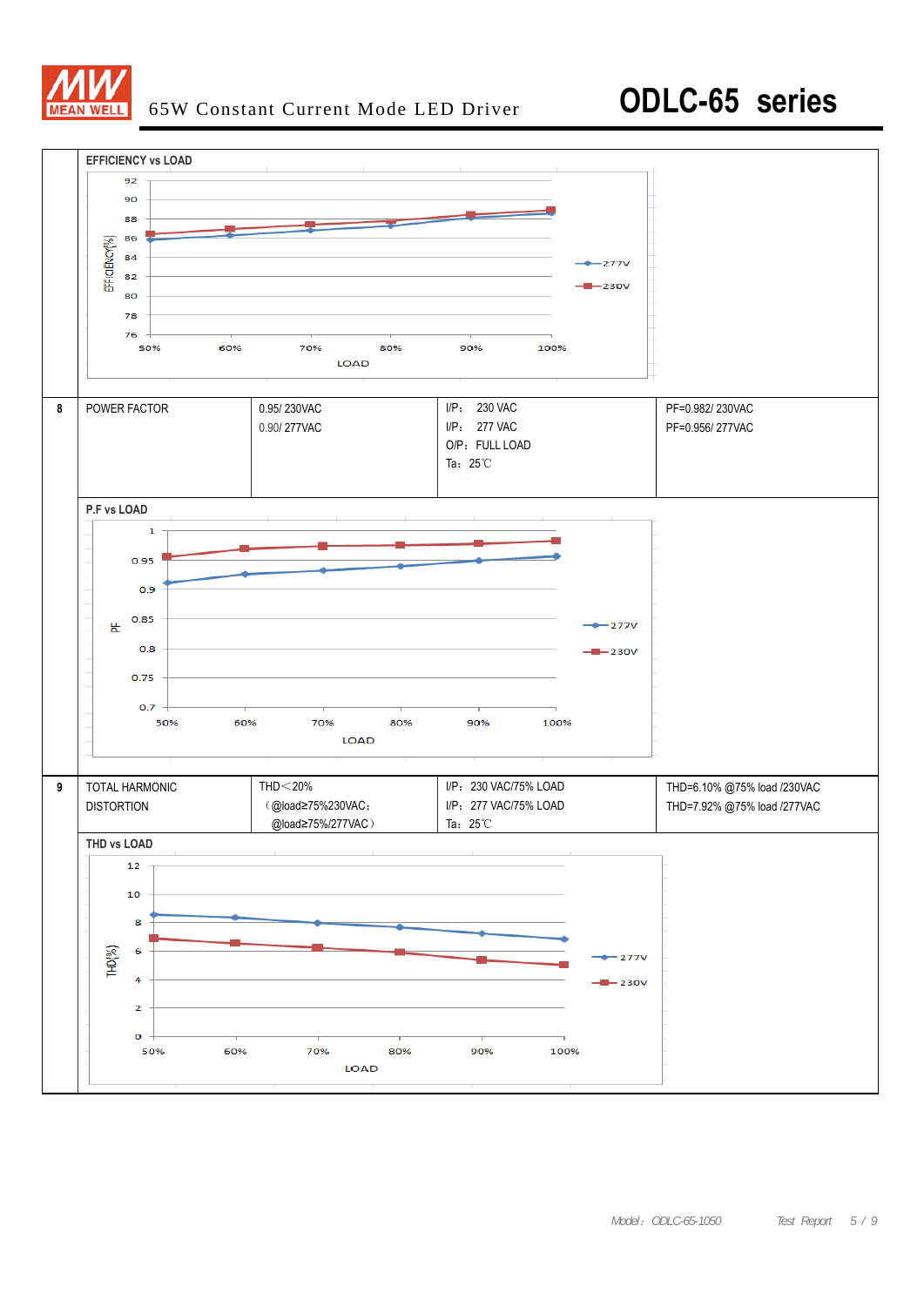| | | | | |
|---|---|---|---|---|
| | **EFFICIENCY vs LOAD** | | | |
| 8 | POWER FACTOR | 0.95/ 230VAC<br>0.90/ 277VAC | I/P：230 VAC<br>I/P：277 VAC<br>O/P：FULL LOAD<br>Ta：25℃ | PF=0.982/ 230VAC<br>PF=0.956/ 277VAC |
| | **P.F vs LOAD** | | | |
| 9 | TOTAL HARMONIC DISTORTION | THD＜20%<br>（@load≥75%230VAC；<br>@load≥75%/277VAC） | I/P：230 VAC/75% LOAD<br>I/P：277 VAC/75% LOAD<br>Ta：25℃ | THD=6.10% @75% load /230VAC<br>THD=7.92% @75% load /277VAC |
| | **THD vs LOAD** | | | |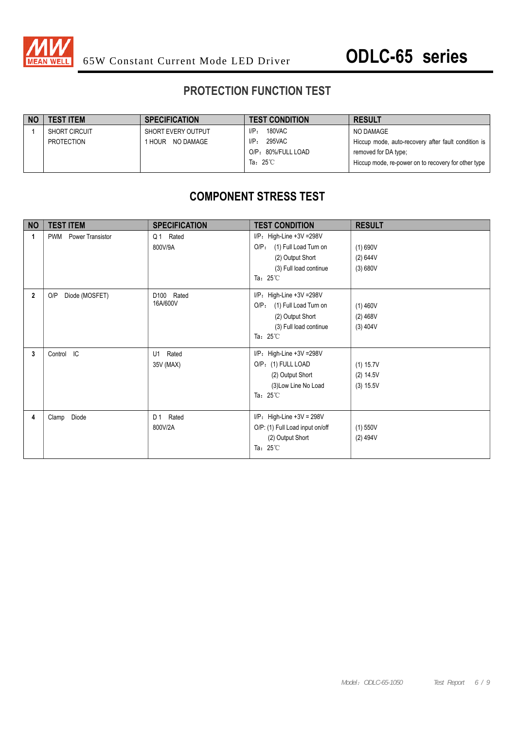## PROTECTION FUNCTION TEST

| NO | TEST ITEM | SPECIFICATION | TEST CONDITION | RESULT |
|---|---|---|---|---|
| 1 | SHORT CIRCUIT PROTECTION | SHORT EVERY OUTPUT 1 HOUR NO DAMAGE | I/P: 180VAC<br>I/P: 295VAC<br>O/P: 80%/FULL LOAD<br>Ta: 25℃ | NO DAMAGE<br>Hiccup mode, auto-recovery after fault condition is removed for DA type;<br>Hiccup mode, re-power on to recovery for other type |

## COMPONENT STRESS TEST

| NO | TEST ITEM | SPECIFICATION | TEST CONDITION | RESULT |
|---|---|---|---|---|
| 1 | PWM Power Transistor | Q 1 Rated<br>800V/9A | I/P: High-Line +3V =298V<br>O/P: (1) Full Load Turn on<br>(2) Output Short<br>(3) Full load continue<br>Ta: 25℃ | (1) 690V<br>(2) 644V<br>(3) 680V |
| 2 | O/P Diode (MOSFET) | D100 Rated<br>16A/600V | I/P: High-Line +3V =298V<br>O/P: (1) Full Load Turn on<br>(2) Output Short<br>(3) Full load continue<br>Ta: 25℃ | (1) 460V<br>(2) 468V<br>(3) 404V |
| 3 | Control IC | U1 Rated<br>35V (MAX) | I/P: High-Line +3V =298V<br>O/P: (1) FULL LOAD<br>(2) Output Short<br>(3)Low Line No Load<br>Ta: 25℃ | (1) 15.7V<br>(2) 14.5V<br>(3) 15.5V |
| 4 | Clamp Diode | D 1 Rated<br>800V/2A | I/P: High-Line +3V = 298V<br>O/P: (1) Full Load input on/off<br>(2) Output Short<br>Ta: 25℃ | (1) 550V<br>(2) 494V |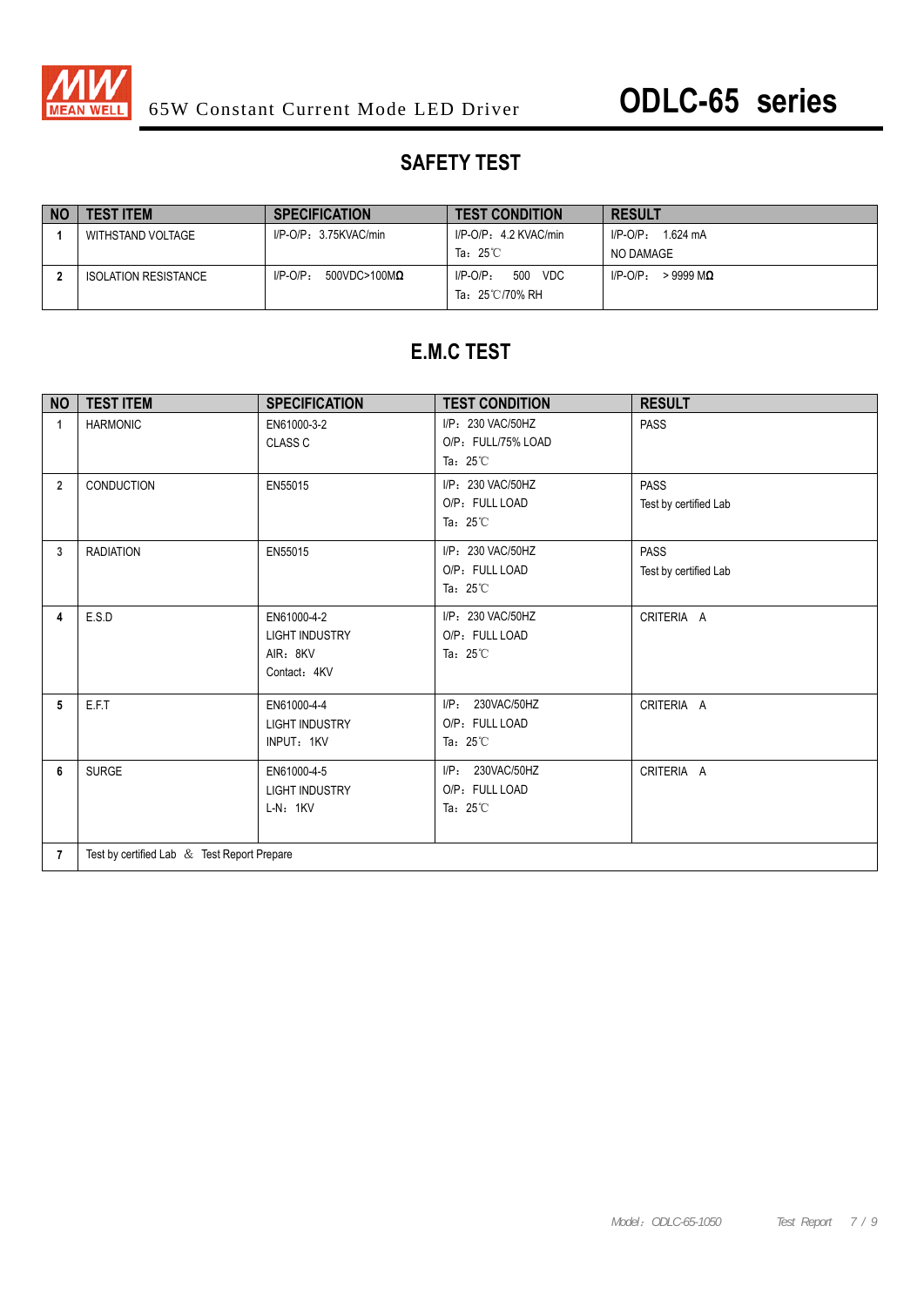# SAFETY TEST

| NO | TEST ITEM | SPECIFICATION | TEST CONDITION | RESULT |
|---|---|---|---|---|
| 1 | WITHSTAND VOLTAGE | I/P-O/P：3.75KVAC/min | I/P-O/P：4.2 KVAC/min<br>Ta：25℃ | I/P-O/P： 1.624 mA<br>NO DAMAGE |
| 2 | ISOLATION RESISTANCE | I/P-O/P： 500VDC>100MΩ | I/P-O/P： 500 VDC<br>Ta：25℃/70% RH | I/P-O/P： > 9999 MΩ |

# E.M.C TEST

| NO | TEST ITEM | SPECIFICATION | TEST CONDITION | RESULT |
|---|---|---|---|---|
| 1 | HARMONIC | EN61000-3-2<br>CLASS C | I/P：230 VAC/50HZ<br>O/P：FULL/75% LOAD<br>Ta：25℃ | PASS |
| 2 | CONDUCTION | EN55015 | I/P：230 VAC/50HZ<br>O/P：FULL LOAD<br>Ta：25℃ | PASS<br>Test by certified Lab |
| 3 | RADIATION | EN55015 | I/P：230 VAC/50HZ<br>O/P：FULL LOAD<br>Ta：25℃ | PASS<br>Test by certified Lab |
| 4 | E.S.D | EN61000-4-2<br>LIGHT INDUSTRY<br>AIR：8KV<br>Contact：4KV | I/P：230 VAC/50HZ<br>O/P：FULL LOAD<br>Ta：25℃ | CRITERIA A |
| 5 | E.F.T | EN61000-4-4<br>LIGHT INDUSTRY<br>INPUT：1KV | I/P： 230VAC/50HZ<br>O/P：FULL LOAD<br>Ta：25℃ | CRITERIA A |
| 6 | SURGE | EN61000-4-5<br>LIGHT INDUSTRY<br>L-N：1KV | I/P： 230VAC/50HZ<br>O/P：FULL LOAD<br>Ta：25℃ | CRITERIA A |
| 7 | Test by certified Lab ＆ Test Report Prepare | | | |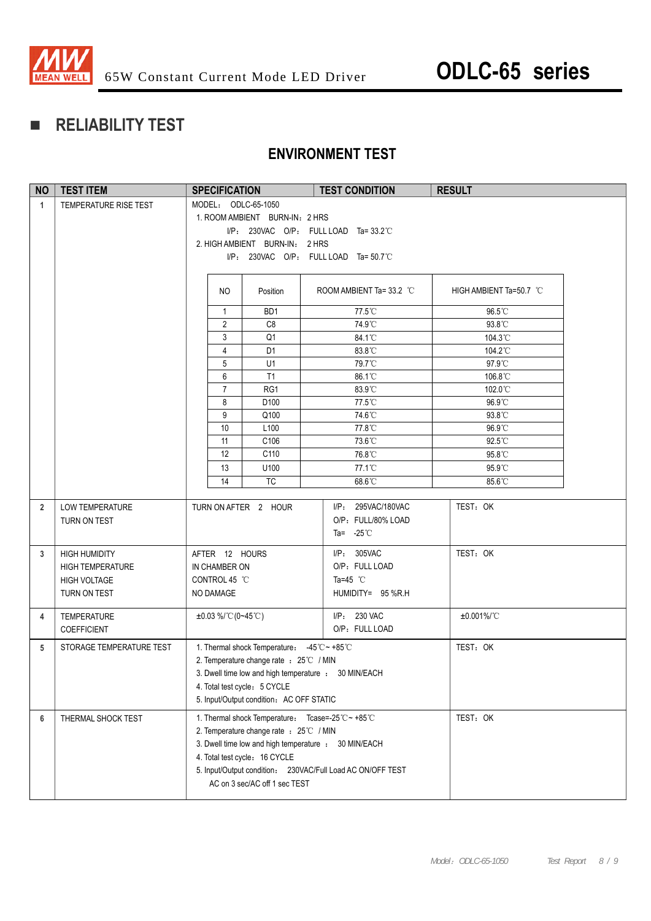## ■ RELIABILITY TEST

### ENVIRONMENT TEST

| NO | TEST ITEM | SPECIFICATION | TEST CONDITION | RESULT |
|---|---|---|---|---|
| 1 | TEMPERATURE RISE TEST | MODEL： ODLC-65-1050<br>1. ROOM AMBIENT BURN-IN：2 HRS<br>I/P： 230VAC O/P： FULL LOAD Ta= 33.2℃<br>2. HIGH AMBIENT BURN-IN： 2 HRS<br>I/P： 230VAC O/P： FULL LOAD Ta= 50.7℃ | | |

| NO | Position | ROOM AMBIENT Ta= 33.2 ℃ | HIGH AMBIENT Ta=50.7 ℃ |
|---|---|---|---|
| 1 | BD1 | 77.5℃ | 96.5℃ |
| 2 | C8 | 74.9℃ | 93.8℃ |
| 3 | Q1 | 84.1℃ | 104.3℃ |
| 4 | D1 | 83.8℃ | 104.2℃ |
| 5 | U1 | 79.7℃ | 97.9℃ |
| 6 | T1 | 86.1℃ | 106.8℃ |
| 7 | RG1 | 83.9℃ | 102.0℃ |
| 8 | D100 | 77.5℃ | 96.9℃ |
| 9 | Q100 | 74.6℃ | 93.8℃ |
| 10 | L100 | 77.8℃ | 96.9℃ |
| 11 | C106 | 73.6℃ | 92.5℃ |
| 12 | C110 | 76.8℃ | 95.8℃ |
| 13 | U100 | 77.1℃ | 95.9℃ |
| 14 | TC | 68.6℃ | 85.6℃ |

| NO | TEST ITEM | SPECIFICATION | TEST CONDITION | RESULT |
|---|---|---|---|---|
| 2 | LOW TEMPERATURE TURN ON TEST | TURN ON AFTER 2 HOUR | I/P： 295VAC/180VAC<br>O/P： FULL/80% LOAD<br>Ta= -25℃ | TEST：OK |
| 3 | HIGH HUMIDITY HIGH TEMPERATURE HIGH VOLTAGE TURN ON TEST | AFTER 12 HOURS IN CHAMBER ON CONTROL 45 ℃ NO DAMAGE | I/P： 305VAC<br>O/P：FULL LOAD<br>Ta=45 ℃<br>HUMIDITY= 95 %R.H | TEST：OK |
| 4 | TEMPERATURE COEFFICIENT | ±0.03 %/℃(0~45℃) | I/P： 230 VAC<br>O/P：FULL LOAD | ±0.001%/℃ |
| 5 | STORAGE TEMPERATURE TEST | 1. Thermal shock Temperature： -45℃~ +85℃<br>2. Temperature change rate ： 25℃ / MIN<br>3. Dwell time low and high temperature ： 30 MIN/EACH<br>4. Total test cycle：5 CYCLE<br>5. Input/Output condition：AC OFF STATIC | | TEST：OK |
| 6 | THERMAL SHOCK TEST | 1. Thermal shock Temperature： Tcase=-25℃~ +85℃<br>2. Temperature change rate ： 25℃ / MIN<br>3. Dwell time low and high temperature ： 30 MIN/EACH<br>4. Total test cycle：16 CYCLE<br>5. Input/Output condition： 230VAC/Full Load AC ON/OFF TEST<br>AC on 3 sec/AC off 1 sec TEST | | TEST：OK |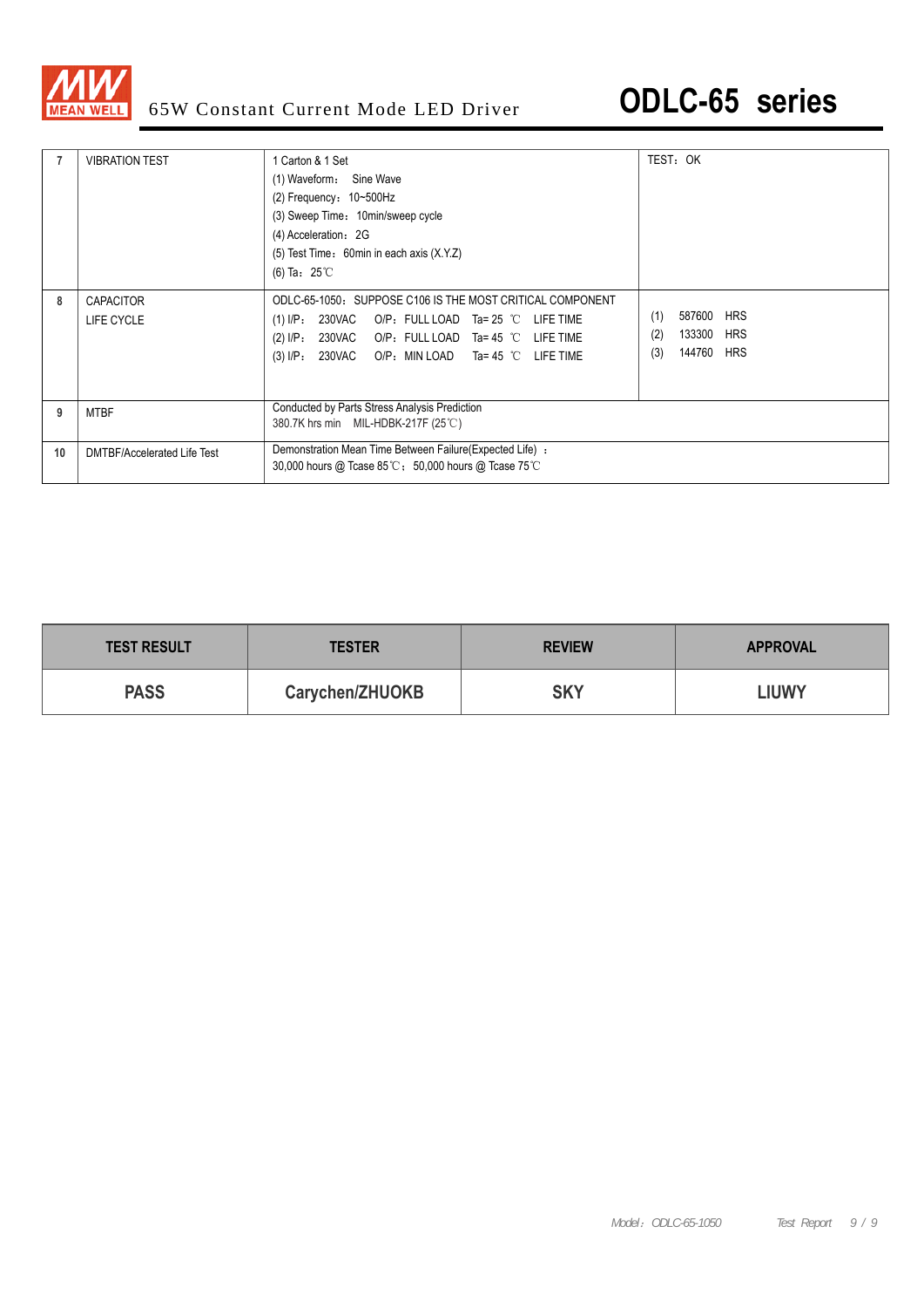# 65W Constant Current Mode LED Driver — ODLC-65 series

| | | | |
|---|---|---|---|
| 7 | VIBRATION TEST | 1 Carton & 1 Set<br>(1) Waveform： Sine Wave<br>(2) Frequency：10~500Hz<br>(3) Sweep Time：10min/sweep cycle<br>(4) Acceleration：2G<br>(5) Test Time：60min in each axis (X.Y.Z)<br>(6) Ta：25℃ | TEST：OK |
| 8 | CAPACITOR LIFE CYCLE | ODLC-65-1050：SUPPOSE C106 IS THE MOST CRITICAL COMPONENT<br>(1) I/P： 230VAC O/P：FULL LOAD Ta= 25 ℃ LIFE TIME<br>(2) I/P： 230VAC O/P：FULL LOAD Ta= 45 ℃ LIFE TIME<br>(3) I/P： 230VAC O/P：MIN LOAD Ta= 45 ℃ LIFE TIME | (1) 587600 HRS<br>(2) 133300 HRS<br>(3) 144760 HRS |
| 9 | MTBF | Conducted by Parts Stress Analysis Prediction<br>380.7K hrs min MIL-HDBK-217F (25℃) | |
| 10 | DMTBF/Accelerated Life Test | Demonstration Mean Time Between Failure(Expected Life) ：<br>30,000 hours @ Tcase 85℃；50,000 hours @ Tcase 75℃ | |

| TEST RESULT | TESTER | REVIEW | APPROVAL |
|---|---|---|---|
| PASS | Carychen/ZHUOKB | SKY | LIUWY |